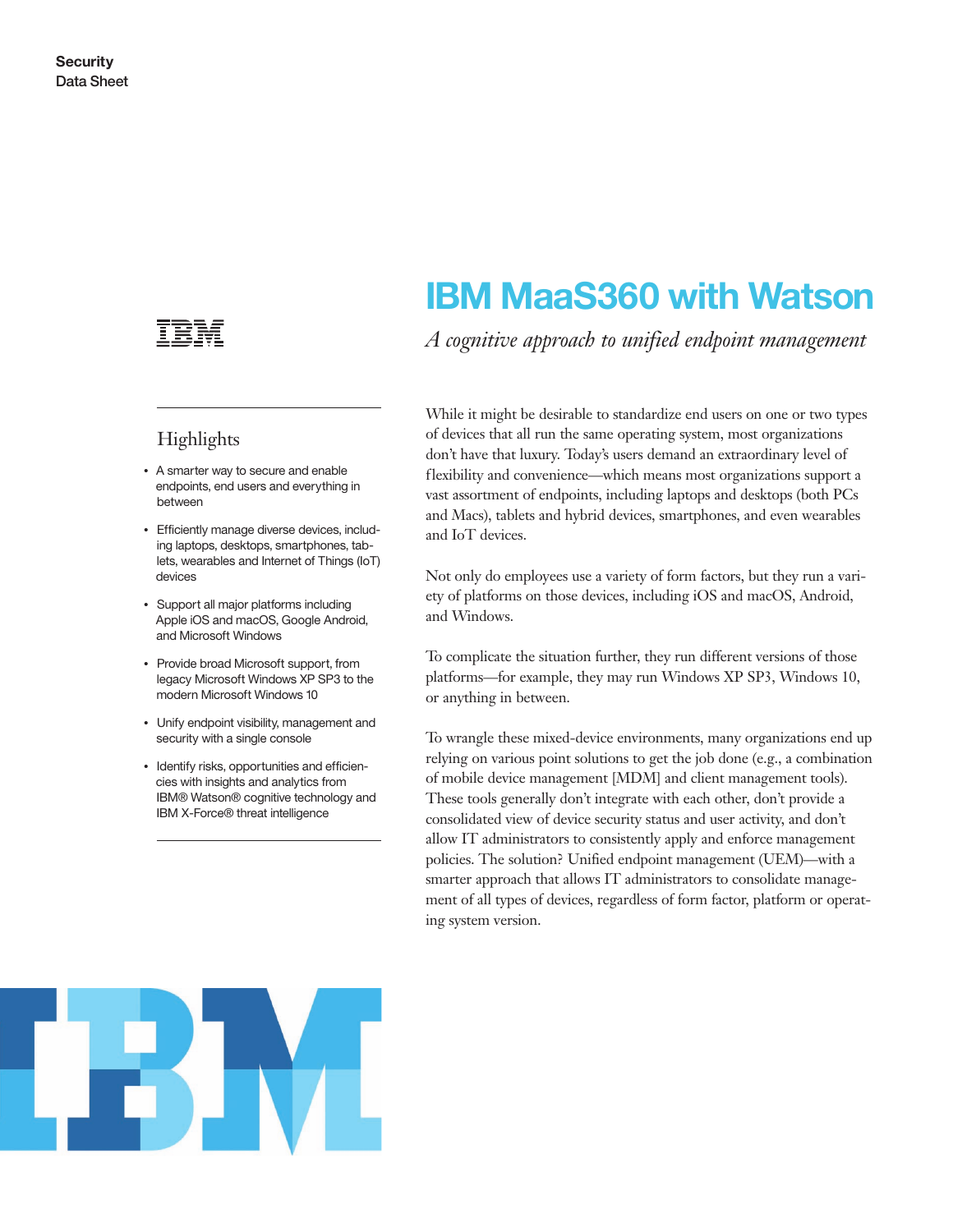Security
Data Sheet

# IBM MaaS360 with Watson

*A cognitive approach to unified endpoint management*

## Highlights

- A smarter way to secure and enable endpoints, end users and everything in between
- Efficiently manage diverse devices, including laptops, desktops, smartphones, tablets, wearables and Internet of Things (IoT) devices
- Support all major platforms including Apple iOS and macOS, Google Android, and Microsoft Windows
- Provide broad Microsoft support, from legacy Microsoft Windows XP SP3 to the modern Microsoft Windows 10
- Unify endpoint visibility, management and security with a single console
- Identify risks, opportunities and efficiencies with insights and analytics from IBM® Watson® cognitive technology and IBM X-Force® threat intelligence

While it might be desirable to standardize end users on one or two types of devices that all run the same operating system, most organizations don't have that luxury. Today's users demand an extraordinary level of flexibility and convenience—which means most organizations support a vast assortment of endpoints, including laptops and desktops (both PCs and Macs), tablets and hybrid devices, smartphones, and even wearables and IoT devices.

Not only do employees use a variety of form factors, but they run a variety of platforms on those devices, including iOS and macOS, Android, and Windows.

To complicate the situation further, they run different versions of those platforms—for example, they may run Windows XP SP3, Windows 10, or anything in between.

To wrangle these mixed-device environments, many organizations end up relying on various point solutions to get the job done (e.g., a combination of mobile device management [MDM] and client management tools). These tools generally don't integrate with each other, don't provide a consolidated view of device security status and user activity, and don't allow IT administrators to consistently apply and enforce management policies. The solution? Unified endpoint management (UEM)—with a smarter approach that allows IT administrators to consolidate management of all types of devices, regardless of form factor, platform or operating system version.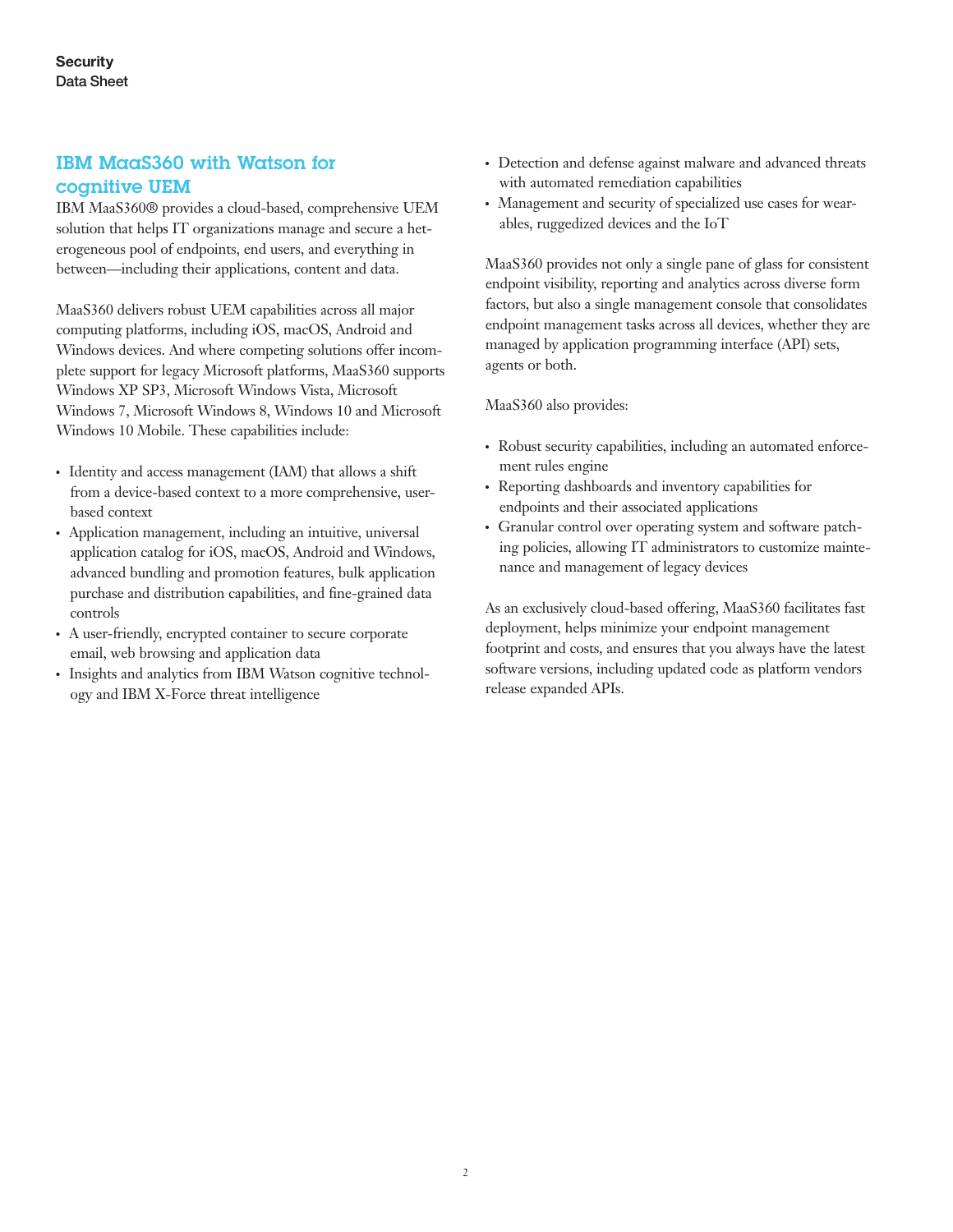## IBM MaaS360 with Watson for cognitive UEM

IBM MaaS360® provides a cloud-based, comprehensive UEM solution that helps IT organizations manage and secure a heterogeneous pool of endpoints, end users, and everything in between—including their applications, content and data.

MaaS360 delivers robust UEM capabilities across all major computing platforms, including iOS, macOS, Android and Windows devices. And where competing solutions offer incomplete support for legacy Microsoft platforms, MaaS360 supports Windows XP SP3, Microsoft Windows Vista, Microsoft Windows 7, Microsoft Windows 8, Windows 10 and Microsoft Windows 10 Mobile. These capabilities include:

- Identity and access management (IAM) that allows a shift from a device-based context to a more comprehensive, user-based context
- Application management, including an intuitive, universal application catalog for iOS, macOS, Android and Windows, advanced bundling and promotion features, bulk application purchase and distribution capabilities, and fine-grained data controls
- A user-friendly, encrypted container to secure corporate email, web browsing and application data
- Insights and analytics from IBM Watson cognitive technology and IBM X-Force threat intelligence
- Detection and defense against malware and advanced threats with automated remediation capabilities
- Management and security of specialized use cases for wearables, ruggedized devices and the IoT

MaaS360 provides not only a single pane of glass for consistent endpoint visibility, reporting and analytics across diverse form factors, but also a single management console that consolidates endpoint management tasks across all devices, whether they are managed by application programming interface (API) sets, agents or both.

MaaS360 also provides:

- Robust security capabilities, including an automated enforcement rules engine
- Reporting dashboards and inventory capabilities for endpoints and their associated applications
- Granular control over operating system and software patching policies, allowing IT administrators to customize maintenance and management of legacy devices

As an exclusively cloud-based offering, MaaS360 facilitates fast deployment, helps minimize your endpoint management footprint and costs, and ensures that you always have the latest software versions, including updated code as platform vendors release expanded APIs.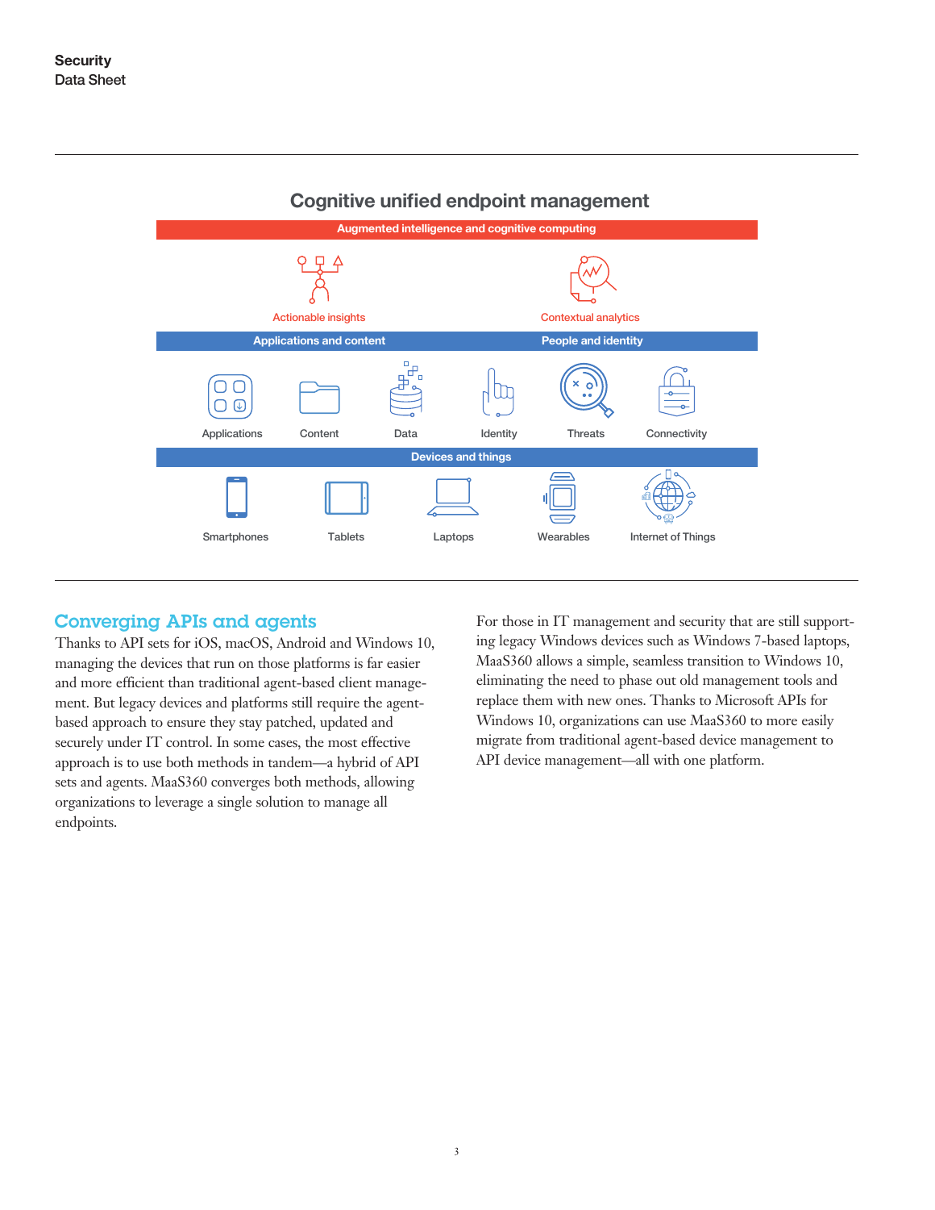## Cognitive unified endpoint management

**Augmented intelligence and cognitive computing**

Actionable insights

Contextual analytics

**Applications and content**

**People and identity**

Applications

Content

Data

Identity

Threats

Connectivity

**Devices and things**

Smartphones

Tablets

Laptops

Wearables

Internet of Things

## Converging APIs and agents

Thanks to API sets for iOS, macOS, Android and Windows 10, managing the devices that run on those platforms is far easier and more efficient than traditional agent-based client management. But legacy devices and platforms still require the agent-based approach to ensure they stay patched, updated and securely under IT control. In some cases, the most effective approach is to use both methods in tandem—a hybrid of API sets and agents. MaaS360 converges both methods, allowing organizations to leverage a single solution to manage all endpoints.

For those in IT management and security that are still supporting legacy Windows devices such as Windows 7-based laptops, MaaS360 allows a simple, seamless transition to Windows 10, eliminating the need to phase out old management tools and replace them with new ones. Thanks to Microsoft APIs for Windows 10, organizations can use MaaS360 to more easily migrate from traditional agent-based device management to API device management—all with one platform.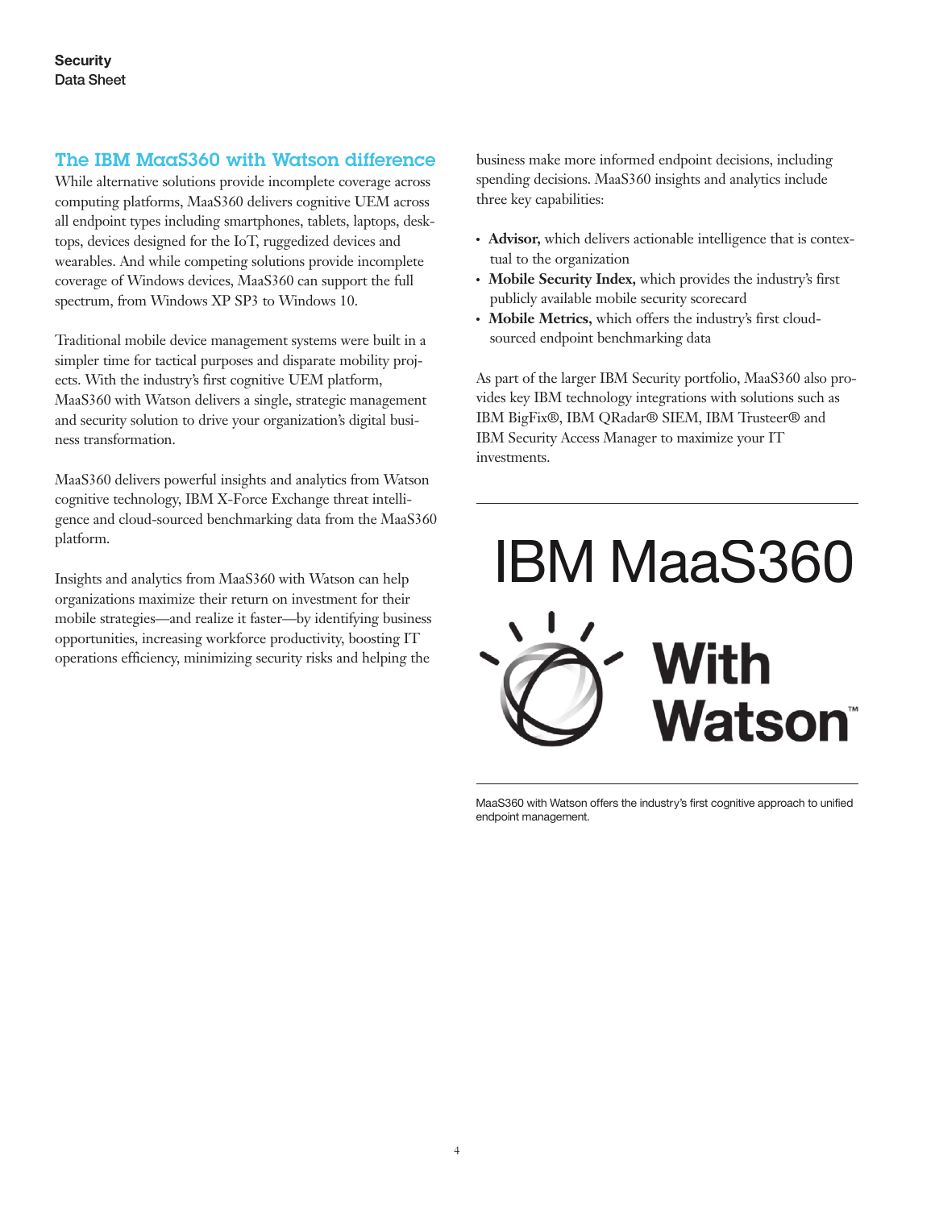## The IBM MaaS360 with Watson difference

While alternative solutions provide incomplete coverage across computing platforms, MaaS360 delivers cognitive UEM across all endpoint types including smartphones, tablets, laptops, desktops, devices designed for the IoT, ruggedized devices and wearables. And while competing solutions provide incomplete coverage of Windows devices, MaaS360 can support the full spectrum, from Windows XP SP3 to Windows 10.

Traditional mobile device management systems were built in a simpler time for tactical purposes and disparate mobility projects. With the industry's first cognitive UEM platform, MaaS360 with Watson delivers a single, strategic management and security solution to drive your organization's digital business transformation.

MaaS360 delivers powerful insights and analytics from Watson cognitive technology, IBM X-Force Exchange threat intelligence and cloud-sourced benchmarking data from the MaaS360 platform.

Insights and analytics from MaaS360 with Watson can help organizations maximize their return on investment for their mobile strategies—and realize it faster—by identifying business opportunities, increasing workforce productivity, boosting IT operations efficiency, minimizing security risks and helping the business make more informed endpoint decisions, including spending decisions. MaaS360 insights and analytics include three key capabilities:

- **Advisor,** which delivers actionable intelligence that is contextual to the organization
- **Mobile Security Index,** which provides the industry's first publicly available mobile security scorecard
- **Mobile Metrics,** which offers the industry's first cloud-sourced endpoint benchmarking data

As part of the larger IBM Security portfolio, MaaS360 also provides key IBM technology integrations with solutions such as IBM BigFix®, IBM QRadar® SIEM, IBM Trusteer® and IBM Security Access Manager to maximize your IT investments.

IBM MaaS360 With Watson™

MaaS360 with Watson offers the industry's first cognitive approach to unified endpoint management.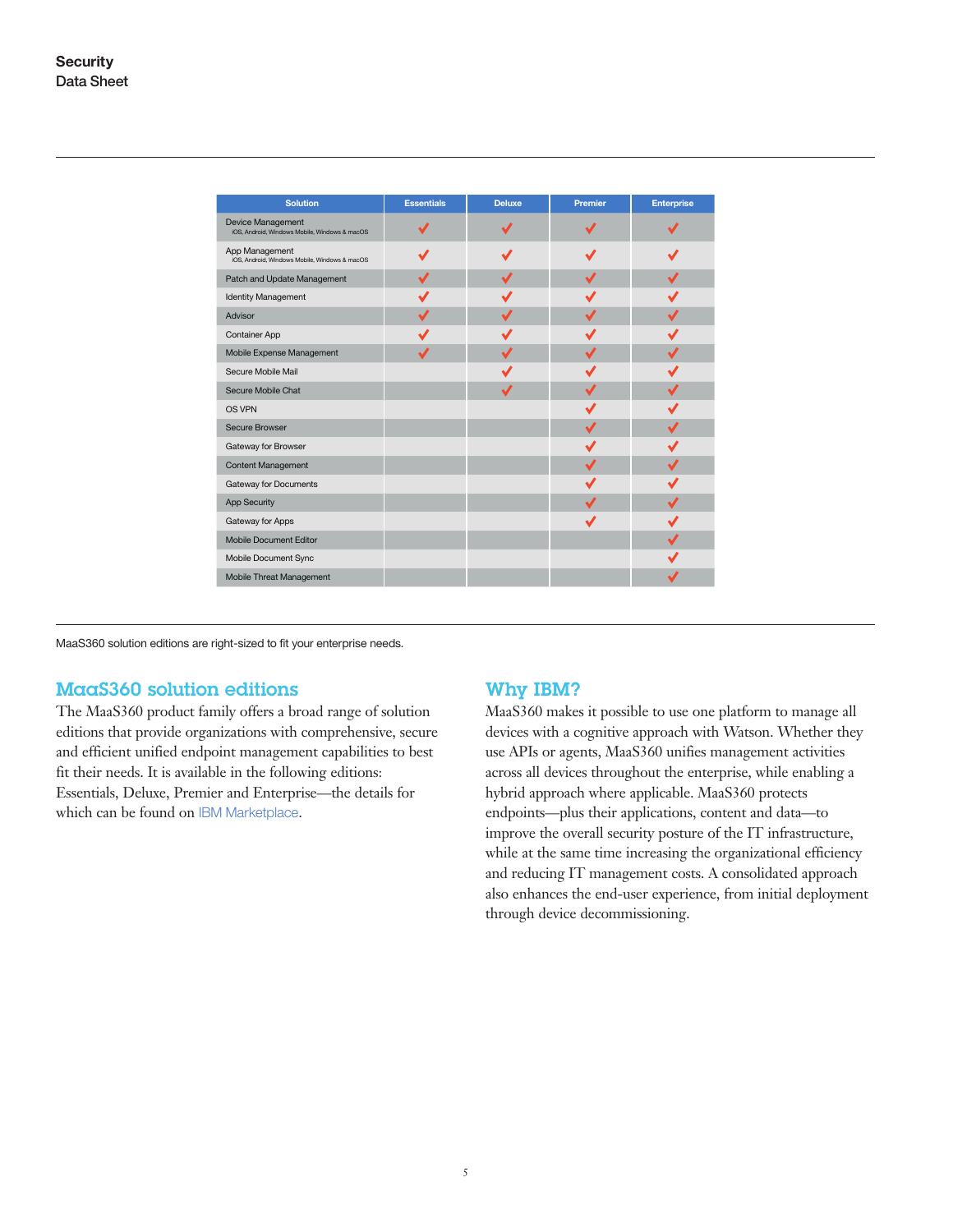| Solution | Essentials | Deluxe | Premier | Enterprise |
|---|---|---|---|---|
| Device Management<br>iOS, Android, Windows Mobile, Windows & macOS | ✓ | ✓ | ✓ | ✓ |
| App Management<br>iOS, Android, Windows Mobile, Windows & macOS | ✓ | ✓ | ✓ | ✓ |
| Patch and Update Management | ✓ | ✓ | ✓ | ✓ |
| Identity Management | ✓ | ✓ | ✓ | ✓ |
| Advisor | ✓ | ✓ | ✓ | ✓ |
| Container App | ✓ | ✓ | ✓ | ✓ |
| Mobile Expense Management | ✓ | ✓ | ✓ | ✓ |
| Secure Mobile Mail | | ✓ | ✓ | ✓ |
| Secure Mobile Chat | | ✓ | ✓ | ✓ |
| OS VPN | | | ✓ | ✓ |
| Secure Browser | | | ✓ | ✓ |
| Gateway for Browser | | | ✓ | ✓ |
| Content Management | | | ✓ | ✓ |
| Gateway for Documents | | | ✓ | ✓ |
| App Security | | | ✓ | ✓ |
| Gateway for Apps | | | ✓ | ✓ |
| Mobile Document Editor | | | | ✓ |
| Mobile Document Sync | | | | ✓ |
| Mobile Threat Management | | | | ✓ |

MaaS360 solution editions are right-sized to fit your enterprise needs.

## MaaS360 solution editions

The MaaS360 product family offers a broad range of solution editions that provide organizations with comprehensive, secure and efficient unified endpoint management capabilities to best fit their needs. It is available in the following editions: Essentials, Deluxe, Premier and Enterprise—the details for which can be found on IBM Marketplace.

## Why IBM?

MaaS360 makes it possible to use one platform to manage all devices with a cognitive approach with Watson. Whether they use APIs or agents, MaaS360 unifies management activities across all devices throughout the enterprise, while enabling a hybrid approach where applicable. MaaS360 protects endpoints—plus their applications, content and data—to improve the overall security posture of the IT infrastructure, while at the same time increasing the organizational efficiency and reducing IT management costs. A consolidated approach also enhances the end-user experience, from initial deployment through device decommissioning.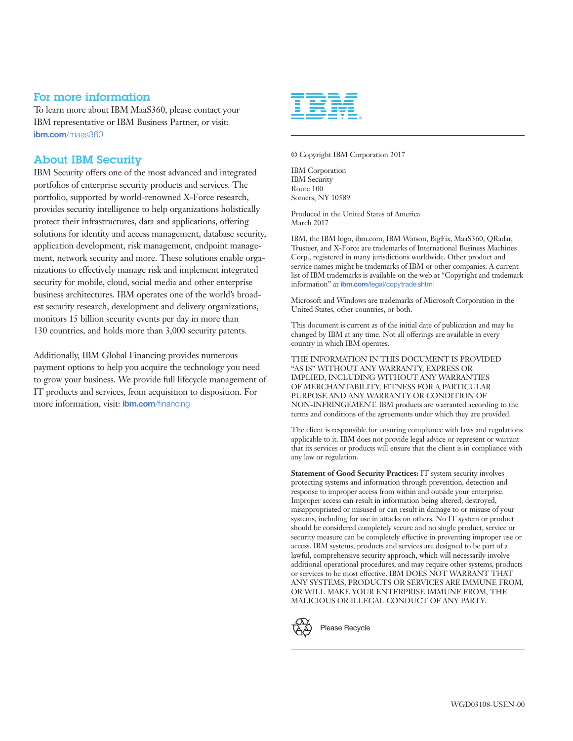## For more information

To learn more about IBM MaaS360, please contact your IBM representative or IBM Business Partner, or visit: ibm.com/maas360

## About IBM Security

IBM Security offers one of the most advanced and integrated portfolios of enterprise security products and services. The portfolio, supported by world-renowned X-Force research, provides security intelligence to help organizations holistically protect their infrastructures, data and applications, offering solutions for identity and access management, database security, application development, risk management, endpoint management, network security and more. These solutions enable organizations to effectively manage risk and implement integrated security for mobile, cloud, social media and other enterprise business architectures. IBM operates one of the world's broadest security research, development and delivery organizations, monitors 15 billion security events per day in more than 130 countries, and holds more than 3,000 security patents.

Additionally, IBM Global Financing provides numerous payment options to help you acquire the technology you need to grow your business. We provide full lifecycle management of IT products and services, from acquisition to disposition. For more information, visit: ibm.com/financing

© Copyright IBM Corporation 2017

IBM Corporation
IBM Security
Route 100
Somers, NY 10589

Produced in the United States of America
March 2017

IBM, the IBM logo, ibm.com, IBM Watson, BigFix, MaaS360, QRadar, Trusteer, and X-Force are trademarks of International Business Machines Corp., registered in many jurisdictions worldwide. Other product and service names might be trademarks of IBM or other companies. A current list of IBM trademarks is available on the web at "Copyright and trademark information" at ibm.com/legal/copytrade.shtml

Microsoft and Windows are trademarks of Microsoft Corporation in the United States, other countries, or both.

This document is current as of the initial date of publication and may be changed by IBM at any time. Not all offerings are available in every country in which IBM operates.

THE INFORMATION IN THIS DOCUMENT IS PROVIDED "AS IS" WITHOUT ANY WARRANTY, EXPRESS OR IMPLIED, INCLUDING WITHOUT ANY WARRANTIES OF MERCHANTABILITY, FITNESS FOR A PARTICULAR PURPOSE AND ANY WARRANTY OR CONDITION OF NON-INFRINGEMENT. IBM products are warranted according to the terms and conditions of the agreements under which they are provided.

The client is responsible for ensuring compliance with laws and regulations applicable to it. IBM does not provide legal advice or represent or warrant that its services or products will ensure that the client is in compliance with any law or regulation.

**Statement of Good Security Practices:** IT system security involves protecting systems and information through prevention, detection and response to improper access from within and outside your enterprise. Improper access can result in information being altered, destroyed, misappropriated or misused or can result in damage to or misuse of your systems, including for use in attacks on others. No IT system or product should be considered completely secure and no single product, service or security measure can be completely effective in preventing improper use or access. IBM systems, products and services are designed to be part of a lawful, comprehensive security approach, which will necessarily involve additional operational procedures, and may require other systems, products or services to be most effective. IBM DOES NOT WARRANT THAT ANY SYSTEMS, PRODUCTS OR SERVICES ARE IMMUNE FROM, OR WILL MAKE YOUR ENTERPRISE IMMUNE FROM, THE MALICIOUS OR ILLEGAL CONDUCT OF ANY PARTY.

Please Recycle

WGD03108-USEN-00